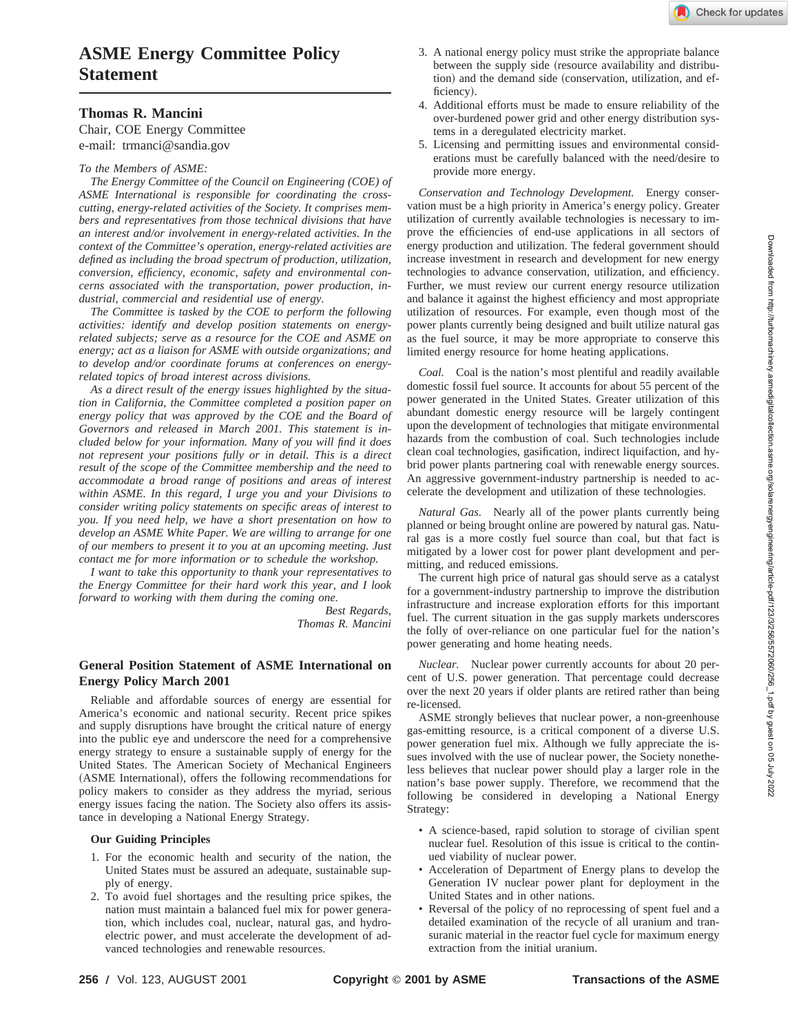# ASME Energy Committee Policy Statement

**Thomas R. Mancini**
Chair, COE Energy Committee
e-mail: trmanci@sandia.gov

*To the Members of ASME:*

*The Energy Committee of the Council on Engineering (COE) of ASME International is responsible for coordinating the cross-cutting, energy-related activities of the Society. It comprises members and representatives from those technical divisions that have an interest and/or involvement in energy-related activities. In the context of the Committee's operation, energy-related activities are defined as including the broad spectrum of production, utilization, conversion, efficiency, economic, safety and environmental concerns associated with the transportation, power production, industrial, commercial and residential use of energy.*

*The Committee is tasked by the COE to perform the following activities: identify and develop position statements on energy-related subjects; serve as a resource for the COE and ASME on energy; act as a liaison for ASME with outside organizations; and to develop and/or coordinate forums at conferences on energy-related topics of broad interest across divisions.*

*As a direct result of the energy issues highlighted by the situation in California, the Committee completed a position paper on energy policy that was approved by the COE and the Board of Governors and released in March 2001. This statement is included below for your information. Many of you will find it does not represent your positions fully or in detail. This is a direct result of the scope of the Committee membership and the need to accommodate a broad range of positions and areas of interest within ASME. In this regard, I urge you and your Divisions to consider writing policy statements on specific areas of interest to you. If you need help, we have a short presentation on how to develop an ASME White Paper. We are willing to arrange for one of our members to present it to you at an upcoming meeting. Just contact me for more information or to schedule the workshop.*

*I want to take this opportunity to thank your representatives to the Energy Committee for their hard work this year, and I look forward to working with them during the coming one.*

*Best Regards,*
*Thomas R. Mancini*

## General Position Statement of ASME International on Energy Policy March 2001

Reliable and affordable sources of energy are essential for America's economic and national security. Recent price spikes and supply disruptions have brought the critical nature of energy into the public eye and underscore the need for a comprehensive energy strategy to ensure a sustainable supply of energy for the United States. The American Society of Mechanical Engineers (ASME International), offers the following recommendations for policy makers to consider as they address the myriad, serious energy issues facing the nation. The Society also offers its assistance in developing a National Energy Strategy.

### Our Guiding Principles

1. For the economic health and security of the nation, the United States must be assured an adequate, sustainable supply of energy.
2. To avoid fuel shortages and the resulting price spikes, the nation must maintain a balanced fuel mix for power generation, which includes coal, nuclear, natural gas, and hydroelectric power, and must accelerate the development of advanced technologies and renewable resources.
3. A national energy policy must strike the appropriate balance between the supply side (resource availability and distribution) and the demand side (conservation, utilization, and efficiency).
4. Additional efforts must be made to ensure reliability of the over-burdened power grid and other energy distribution systems in a deregulated electricity market.
5. Licensing and permitting issues and environmental considerations must be carefully balanced with the need/desire to provide more energy.

*Conservation and Technology Development.* Energy conservation must be a high priority in America's energy policy. Greater utilization of currently available technologies is necessary to improve the efficiencies of end-use applications in all sectors of energy production and utilization. The federal government should increase investment in research and development for new energy technologies to advance conservation, utilization, and efficiency. Further, we must review our current energy resource utilization and balance it against the highest efficiency and most appropriate utilization of resources. For example, even though most of the power plants currently being designed and built utilize natural gas as the fuel source, it may be more appropriate to conserve this limited energy resource for home heating applications.

*Coal.* Coal is the nation's most plentiful and readily available domestic fossil fuel source. It accounts for about 55 percent of the power generated in the United States. Greater utilization of this abundant domestic energy resource will be largely contingent upon the development of technologies that mitigate environmental hazards from the combustion of coal. Such technologies include clean coal technologies, gasification, indirect liquifaction, and hybrid power plants partnering coal with renewable energy sources. An aggressive government-industry partnership is needed to accelerate the development and utilization of these technologies.

*Natural Gas.* Nearly all of the power plants currently being planned or being brought online are powered by natural gas. Natural gas is a more costly fuel source than coal, but that fact is mitigated by a lower cost for power plant development and permitting, and reduced emissions.

The current high price of natural gas should serve as a catalyst for a government-industry partnership to improve the distribution infrastructure and increase exploration efforts for this important fuel. The current situation in the gas supply markets underscores the folly of over-reliance on one particular fuel for the nation's power generating and home heating needs.

*Nuclear.* Nuclear power currently accounts for about 20 percent of U.S. power generation. That percentage could decrease over the next 20 years if older plants are retired rather than being re-licensed.

ASME strongly believes that nuclear power, a non-greenhouse gas-emitting resource, is a critical component of a diverse U.S. power generation fuel mix. Although we fully appreciate the issues involved with the use of nuclear power, the Society nonetheless believes that nuclear power should play a larger role in the nation's base power supply. Therefore, we recommend that the following be considered in developing a National Energy Strategy:

- A science-based, rapid solution to storage of civilian spent nuclear fuel. Resolution of this issue is critical to the continued viability of nuclear power.
- Acceleration of Department of Energy plans to develop the Generation IV nuclear power plant for deployment in the United States and in other nations.
- Reversal of the policy of no reprocessing of spent fuel and a detailed examination of the recycle of all uranium and transuranic material in the reactor fuel cycle for maximum energy extraction from the initial uranium.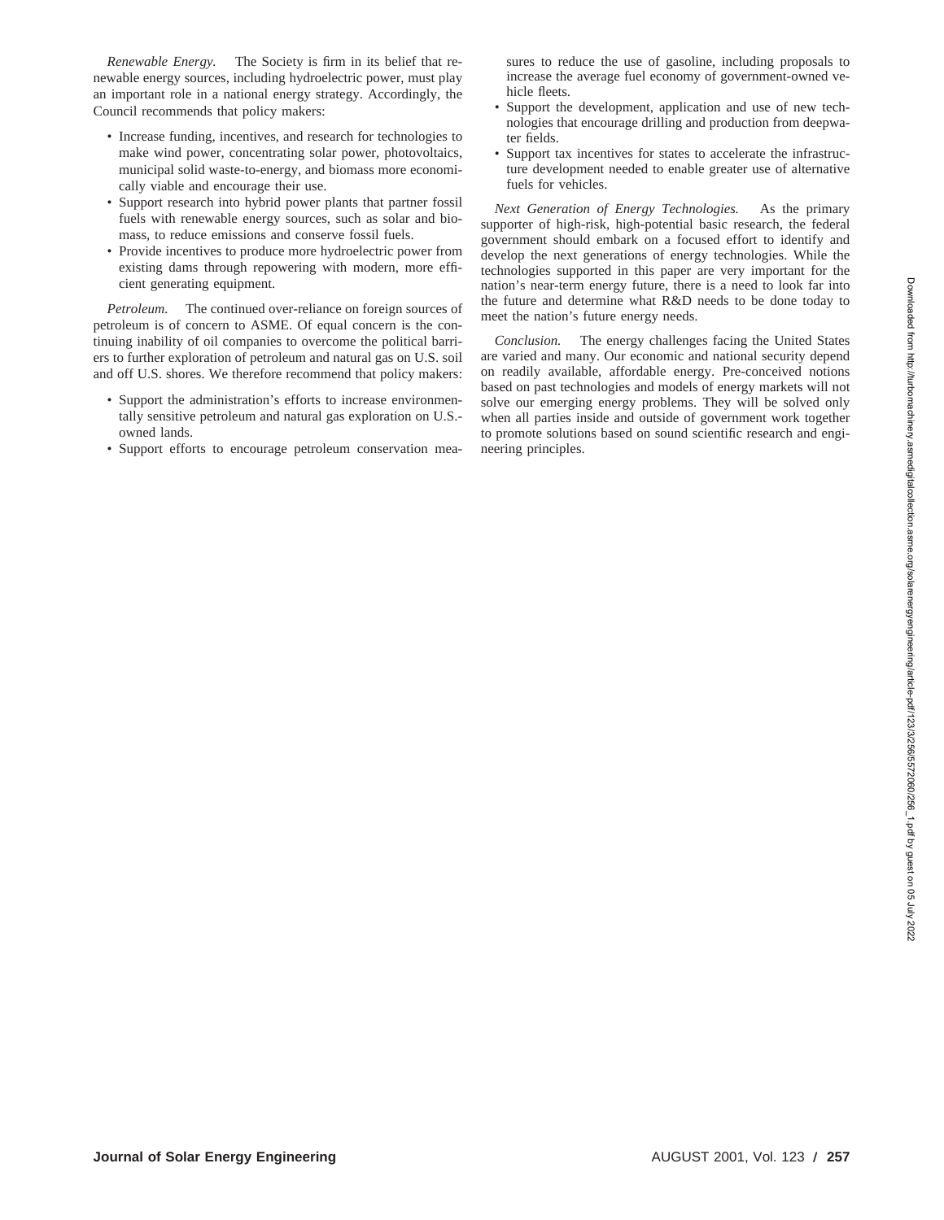*Renewable Energy.* The Society is firm in its belief that renewable energy sources, including hydroelectric power, must play an important role in a national energy strategy. Accordingly, the Council recommends that policy makers:

- Increase funding, incentives, and research for technologies to make wind power, concentrating solar power, photovoltaics, municipal solid waste-to-energy, and biomass more economically viable and encourage their use.
- Support research into hybrid power plants that partner fossil fuels with renewable energy sources, such as solar and biomass, to reduce emissions and conserve fossil fuels.
- Provide incentives to produce more hydroelectric power from existing dams through repowering with modern, more efficient generating equipment.

*Petroleum.* The continued over-reliance on foreign sources of petroleum is of concern to ASME. Of equal concern is the continuing inability of oil companies to overcome the political barriers to further exploration of petroleum and natural gas on U.S. soil and off U.S. shores. We therefore recommend that policy makers:

- Support the administration's efforts to increase environmentally sensitive petroleum and natural gas exploration on U.S.-owned lands.
- Support efforts to encourage petroleum conservation measures to reduce the use of gasoline, including proposals to increase the average fuel economy of government-owned vehicle fleets.
- Support the development, application and use of new technologies that encourage drilling and production from deepwater fields.
- Support tax incentives for states to accelerate the infrastructure development needed to enable greater use of alternative fuels for vehicles.

*Next Generation of Energy Technologies.* As the primary supporter of high-risk, high-potential basic research, the federal government should embark on a focused effort to identify and develop the next generations of energy technologies. While the technologies supported in this paper are very important for the nation's near-term energy future, there is a need to look far into the future and determine what R&D needs to be done today to meet the nation's future energy needs.

*Conclusion.* The energy challenges facing the United States are varied and many. Our economic and national security depend on readily available, affordable energy. Pre-conceived notions based on past technologies and models of energy markets will not solve our emerging energy problems. They will be solved only when all parties inside and outside of government work together to promote solutions based on sound scientific research and engineering principles.